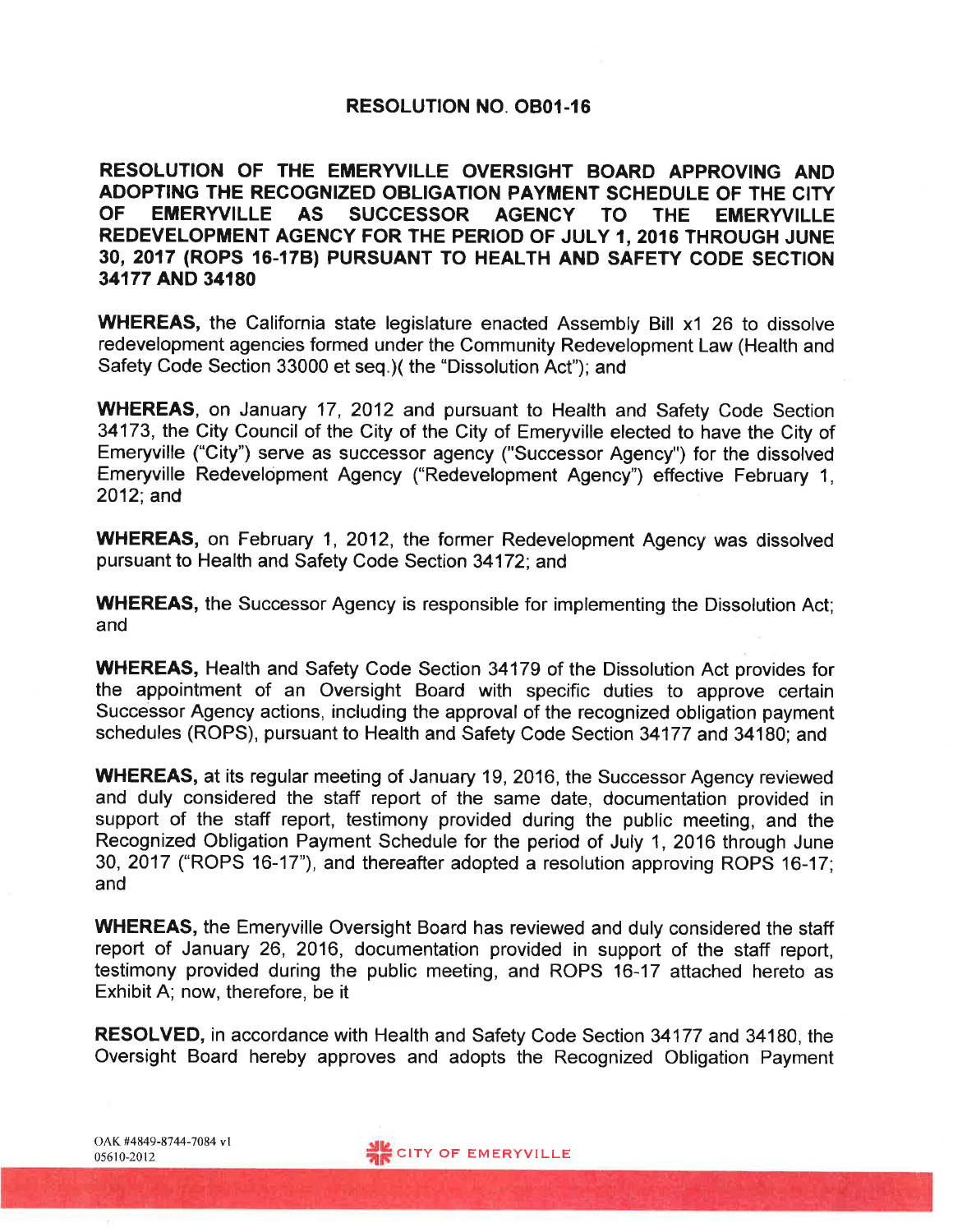# RESOLUTION NO. OB01-16

## RESOLUTION OF THE EMERYVILLE OVERSIGHT BOARD APPROVING AND ADOPTING THE RECOGNIZED OBLIGATION PAYMENT SCHEDULE OF THE CITY OF EMERYVILLE AS SUCCESSOR AGENCY TO THE EMERYVILLE REDEVELOPMENT AGENCY FOR THE PERIOD OF JULY 1, 2016 THROUGH JUNE 30, 2017 (ROPS 16-17B) PURSUANT TO HEALTH AND SAFETY CODE SECTION 34177 AND 34180

**WHEREAS,** the California state legislature enacted Assembly Bill x1 26 to dissolve redevelopment agencies formed under the Community Redevelopment Law (Health and Safety Code Section 33000 et seq.)( the "Dissolution Act"); and

**WHEREAS**, on January 17, 2012 and pursuant to Health and Safety Code Section 34173, the City Council of the City of the City of Emeryville elected to have the City of Emeryville ("City") serve as successor agency ("Successor Agency") for the dissolved Emeryville Redevelopment Agency ("Redevelopment Agency") effective February 1, 2012; and

**WHEREAS,** on February 1, 2012, the former Redevelopment Agency was dissolved pursuant to Health and Safety Code Section 34172; and

**WHEREAS,** the Successor Agency is responsible for implementing the Dissolution Act; and

**WHEREAS,** Health and Safety Code Section 34179 of the Dissolution Act provides for the appointment of an Oversight Board with specific duties to approve certain Successor Agency actions, including the approval of the recognized obligation payment schedules (ROPS), pursuant to Health and Safety Code Section 34177 and 34180; and

**WHEREAS,** at its regular meeting of January 19, 2016, the Successor Agency reviewed and duly considered the staff report of the same date, documentation provided in support of the staff report, testimony provided during the public meeting, and the Recognized Obligation Payment Schedule for the period of July 1, 2016 through June 30, 2017 ("ROPS 16-17"), and thereafter adopted a resolution approving ROPS 16-17; and

**WHEREAS,** the Emeryville Oversight Board has reviewed and duly considered the staff report of January 26, 2016, documentation provided in support of the staff report, testimony provided during the public meeting, and ROPS 16-17 attached hereto as Exhibit A; now, therefore, be it

**RESOLVED,** in accordance with Health and Safety Code Section 34177 and 34180, the Oversight Board hereby approves and adopts the Recognized Obligation Payment

OAK #4849-8744-7084 v1
05610-2012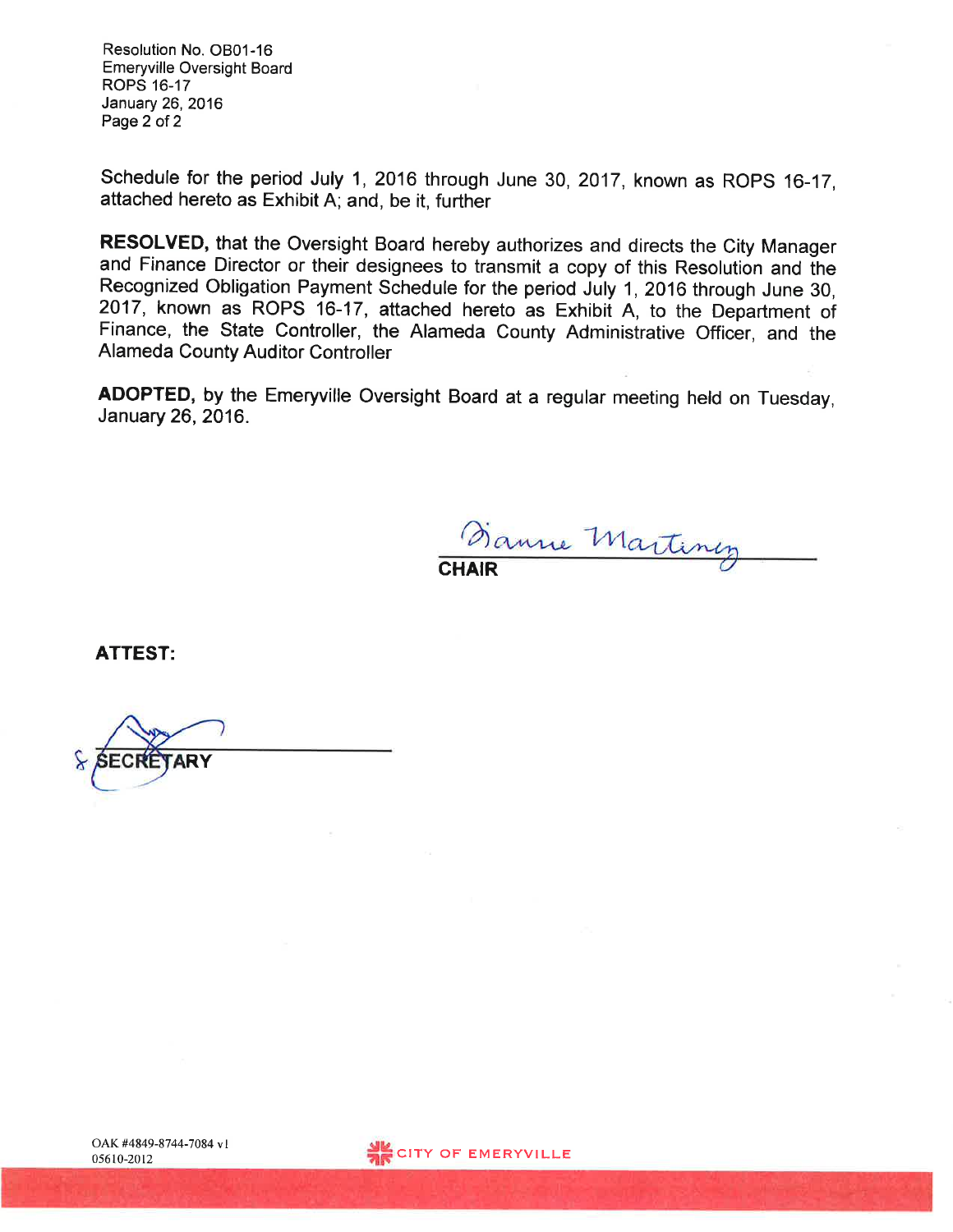Schedule for the period July 1, 2016 through June 30, 2017, known as ROPS 16-17, attached hereto as Exhibit A; and, be it, further

**RESOLVED,** that the Oversight Board hereby authorizes and directs the City Manager and Finance Director or their designees to transmit a copy of this Resolution and the Recognized Obligation Payment Schedule for the period July 1, 2016 through June 30, 2017, known as ROPS 16-17, attached hereto as Exhibit A, to the Department of Finance, the State Controller, the Alameda County Administrative Officer, and the Alameda County Auditor Controller

**ADOPTED,** by the Emeryville Oversight Board at a regular meeting held on Tuesday, January 26, 2016.

Dianne Martinez

**CHAIR**

**ATTEST:**

**SECRETARY**

OAK #4849-8744-7084 v1
05610-2012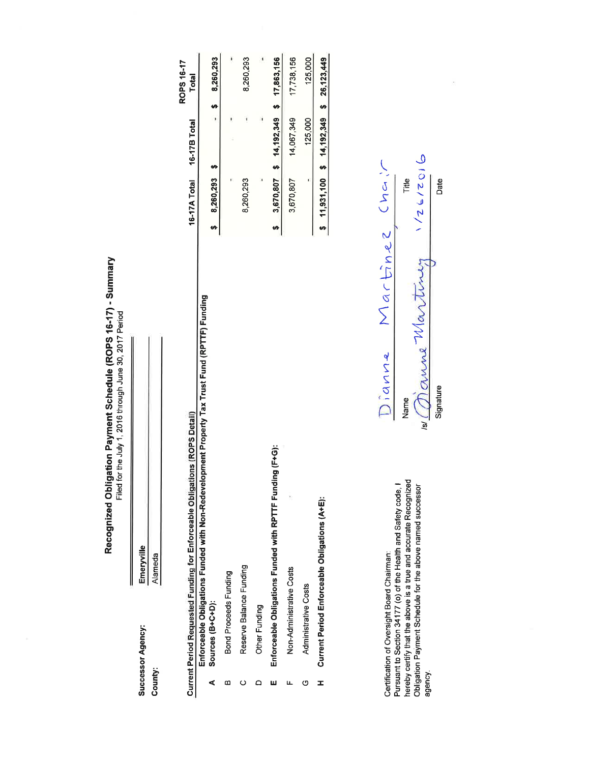# Recognized Obligation Payment Schedule (ROPS 16-17) - Summary

Filed for the July 1, 2016 through June 30, 2017 Period

**Successor Agency:** Emeryville

**County:** Alameda

| | Current Period Requested Funding for Enforceable Obligations (ROPS Detail) | 16-17A Total | 16-17B Total | ROPS 16-17 Total |
|---|---|---|---|---|
| | **Enforceable Obligations Funded with Non-Redevelopment Property Tax Trust Fund (RPTTF) Funding** | | | |
| A | **Sources (B+C+D):** | $ 8,260,293 | $ - | $ 8,260,293 |
| B | Bond Proceeds Funding | - | - | - |
| C | Reserve Balance Funding | 8,260,293 | - | 8,260,293 |
| D | Other Funding | - | - | - |
| E | **Enforceable Obligations Funded with RPTTF Funding (F+G):** | $ 3,670,807 | $ 14,192,349 | $ 17,863,156 |
| F | Non-Administrative Costs | 3,670,807 | 14,067,349 | 17,738,156 |
| G | Administrative Costs | - | 125,000 | 125,000 |
| H | **Current Period Enforceable Obligations (A+E):** | $ 11,931,100 | $ 14,192,349 | $ 26,123,449 |

Certification of Oversight Board Chairman:
Pursuant to Section 34177 (o) of the Health and Safety code, I hereby certify that the above is a true and accurate Recognized Obligation Payment Schedule for the above named successor agency.

Dianne Martinez, Chair

Name — Title

/s/ Dianne Martinez — 1/26/2016

Signature — Date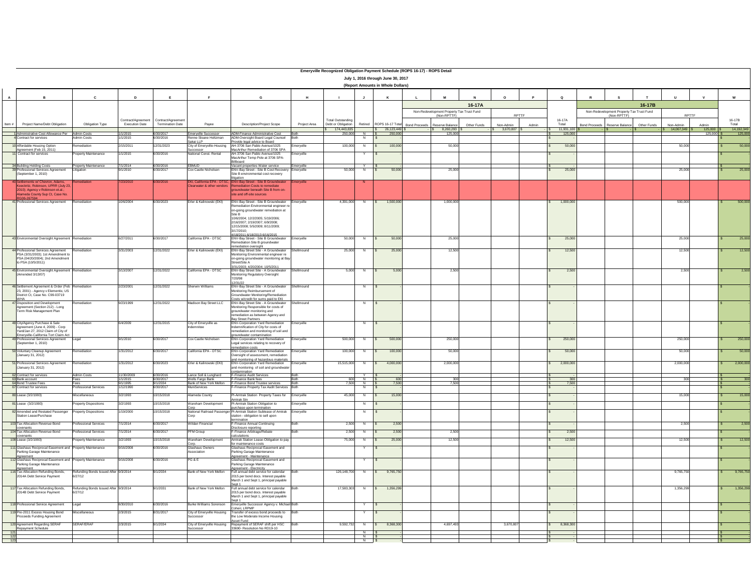# Emeryville Recognized Obligation Payment Schedule (ROPS 16-17) - ROPS Detail

**July 1, 2016 through June 30, 2017**

**(Report Amounts in Whole Dollars)**

| A | B | C | D | E | F | G | H | I | J | K | L | M | N | O | P | Q | R | S | T | U | V | W |
|---|---|---|---|---|---|---|---|---|---|---|---|---|---|---|---|---|---|---|---|---|---|---|
| | | | | | | | | | | | 16-17A | | | | | | 16-17B | | | | | |
| | | | | | | | | | | | Non-Redevelopment Property Tax Trust Fund (Non-RPTTF) | | | RPTTF | | | Non-Redevelopment Property Tax Trust Fund (Non-RPTTF) | | | RPTTF | | |
| Item # | Project Name/Debt Obligation | Obligation Type | Contract/Agreement Execution Date | Contract/Agreement Termination Date | Payee | Description/Project Scope | Project Area | Total Outstanding Debt or Obligation | Retired | ROPS 16-17 Total | Bond Proceeds | Reserve Balance | Other Funds | Non-Admin | Admin | 16-17A Total | Bond Proceeds | Reserve Balance | Other Funds | Non-Admin | Admin | 16-17B Total |
| | | | | | | | | $ 174,443,835 | | $ 26,123,449 | $ - | $ 8,260,293 | $ - | $ 3,670,807 | $ - | $ 11,931,100 | $ - | $ - | $ - | $ 14,067,349 | $ 125,000 | $ 14,192,349 |
| 1 | Administrative Cost Allowance Per | Admin Costs | 1/1/2015 | 6/30/2017 | Emeryville Successor | ADM-Finance Administrative Cost | Both | 250,000 | N | $ 250,000 | | 125,000 | | | | $ 125,000 | | | | | 125,000 | $ 125,000 |
| 4 | Contract for services | Admin Costs | 1/1/2015 | 6/30/2016 | Renne Sloane Holtzman Sakai LLP | ADM-Oversight Board Legal Counsel Provide legal advice to Board | Both | | N | $ - | | | | | | $ - | | | | | | $ - |
| 10 | Affordable Housing Option Agreement (Feb 15, 2011) | Remediation | 2/15/2011 | 12/31/2023 | City of Emeryville-Housing Successor | AH-3706 San Pablo Avenue/1025 MacArthur Remediation of 3706 SPA | Emeryville | 100,000 | N | $ 100,000 | | 50,000 | | | | $ 50,000 | | | | 50,000 | | $ 50,000 |
| 11 | Contract for services | Property Maintenance | 1/1/2015 | 6/30/2016 | National Const. Rental | AH-3706 San Pablo Avenue/1025 MacArthur Temp Pole at 3706 SPA-Billboard | Emeryville | | Y | $ - | | | | | | $ - | | | | | | $ - |
| 34 | Building Holding Costs | Property Maintenance | 7/1/2014 | 6/30/2016 | EBMUD | Vacant properties Water service | Emeryville | | Y | $ - | | | | | | $ - | | | | | | $ - |
| 39 | Professional Services Agreement (September 1, 2010) | Litigation | 9/1/2010 | 6/30/2017 | Cox Castle Nicholsen | ENV-Bay Street - Site B Cost Recovery Site B environmental cost recovery litigation | Emeryville | 50,000 | N | $ 50,000 | | 25,000 | | | | $ 25,000 | | | | 25,000 | | $ 25,000 |
| 40 | Settlements w/ Chevron, Adams, Koeckritz, Robinson, UPRR (July 23, 2010); Agency v Robinson et.al.; Alameda County Sup Ct, Case No. RG06-267594 | Remediation | 7/23/2010 | 6/30/2016 | EKI, California EPA - DTSC, Clearwater & other vendors | ENV-Bay Street - Site B Groundwater Remediation Costs to remediate groundwater beneath Site B from on-site and off-site sources | Emeryville | | N | | | | | | | | | | | | | |
| 41 | Professional Services Agreement | Remediation | 10/6/2004 | 6/30/2023 | Erler & Kalinowski (EKI) | ENV-Bay Street - Site B Groundwater Remediation Environmental engineer re on-going groundwater remediation at Site B 10/6/2004; 12/2/2005; 5/19/2006; 2/16/2007; 2/19/2007; 6/9/2008; 12/15/2008; 5/5/2009; 8/11/2009; 3/17/2010; 4/18/2011;6/18/2013;6/16/2015 | Emeryville | 4,391,000 | N | $ 1,500,000 | | 1,000,000 | | | | $ 1,000,000 | | | | 500,000 | | $ 500,000 |
| 43 | Environmental Oversight Agreement | Remediation | 6/27/2011 | 6/30/2017 | California EPA - DTSC | ENV-Bay Street - Site B Groundwater Remediation Site B groundwater remediation oversight | Emeryville | 50,000 | N | $ 50,000 | | 25,000 | | | | $ 25,000 | | | | 25,000 | | $ 25,000 |
| 44 | Professional Services Agreement PSA (3/31/2003); 1st Amendment to PSA (04/20/2004); 2nd Amendment to PSA (10/5/2011) | Remediation | 3/31/2003 | 12/31/2022 | Erler & Kalinowski (EKI) | ENV-Bay Street Site - A Groundwater Monitoring Environmental engineer re on-going groundwater monitoring at Bay Street/Site A 3/31/2003; 4/20/2004; 10/5/2011 | Shellmound | 25,000 | N | $ 25,000 | | 12,500 | | | | $ 12,500 | | | | 12,500 | | $ 12,500 |
| 45 | Environmental Oversight Agreement (Amended 3/13/07) | Remediation | 3/13/2007 | 12/31/2022 | California EPA - DTSC | ENV-Bay Street Site - A Groundwater Monitoring Regulatory Oversight 7/20/98 12/31/22 | Shellmound | 5,000 | N | $ 5,000 | | 2,500 | | | | $ 2,500 | | | | 2,500 | | $ 2,500 |
| 46 | Settlement Agreement & Order (Feb 23, 2001) - Agency v Elementis; US District Ct, Case No. C99-03719 WHA | Remediation | 2/23/2001 | 12/31/2022 | Sherwin Williams | ENV-Bay Street Site - A Groundwater Monitoring Reimbursement of Groundwater Monitoring/Remediation Costs w/credit for sums paid to EKI | Shellmound | | N | $ - | | | | | | $ - | | | | | | $ - |
| 47 | Disposition and Development Agreement (Section 212) - Long Term Risk Management Plan | Remediation | 9/23/1999 | 12/31/2022 | Madison Bay Street LLC | ENV-Bay Street Site - A Groundwater Monitoring Responsible for costs of groundwater monitoring and remediation as between Agency and Bay Street Partners | Shellmound | | N | $ - | | | | | | $ - | | | | | | $ - |
| 48 | City/Agency Purchase & Sale Agreement (June 4, 2009) - Corp Yard/Jan 27, 2012 Claim of City of Emeryville-California Tort Claim Act | Remediation | 6/4/2009 | 12/31/2015 | City of Emeryville as Indemnitee | ENV-Corporation Yard Remediation Indemnification of City for costs of remediation and monitoring of soil and groundwater contamination | Emeryville | | N | $ - | | | | | | $ - | | | | | | $ - |
| 49 | Professional Services Agreement (September 1, 2010) | Legal | 9/1/2010 | 6/30/2017 | Cox Castle Nicholsen | ENV-Corporation Yard Remediation Legal services relating to recovery of remediation costs | Emeryville | 500,000 | N | $ 500,000 | | 250,000 | | | | $ 250,000 | | | | 250,000 | | $ 250,000 |
| 50 | Voluntary Cleanup Agreement (January 31, 2012) | Remediation | 1/31/2012 | 6/30/2017 | California EPA - DTSC | ENV-Corporation Yard Remediation Oversight of assessment, remediation and monitoring of hazardous materials | Emeryville | 100,000 | N | $ 100,000 | | 50,000 | | | | $ 50,000 | | | | 50,000 | | $ 50,000 |
| 51 | Professional Services Agreement (January 31, 2012) | Remediation | 1/31/2012 | 6/30/2023 | Erler & Kalinowski (EKI) | ENV-Corporation Yard Remediation and monitoring of soil and groundwater contamination | Emeryville | 15,515,000 | N | $ 4,000,000 | | 2,000,000 | | | | $ 2,000,000 | | | | 2,000,000 | | $ 2,000,000 |
| 62 | Contract for services | Admin Costs | 11/30/2009 | 6/30/2016 | Lance Soll & Lunghard | F-Finance Audit Services | Both | | Y | $ - | | | | | | $ - | | | | | | $ - |
| 63 | Bank account | Fees | 1/1/2015 | 6/30/2017 | Wells Fargo Bank | F-Finance Bank fees | Both | 600 | N | $ 600 | | 300 | | | | $ 300 | | | | 300 | | $ 300 |
| 64 | Bond Trustee Fees | Fees | 9/1/1995 | 9/1/2034 | Bank of New York Mellon | F-Finance Bond Trustee services | Both | 7,500 | N | $ 7,500 | | 7,500 | | | | $ 7,500 | | | | | | $ - |
| 67 | Contract for services | Professional Services | 1/12/1990 | 6/30/2017 | MuniServices | F-Finance Property Tax Audit Services | Both | | N | $ - | | | | | | $ - | | | | | | $ - |
| 80 | Lease (3/2/1993) | Miscellaneous | 3/2/1993 | 10/15/2018 | Alameda County | PI-Amtrak Station Property Taxes for Amtrak Stn | Emeryville | 45,000 | N | $ 15,000 | | | | | | $ - | | | | 15,000 | | $ 15,000 |
| 81 | Lease (3/2/1993) | Property Dispositions | 3/2/1993 | 10/15/2018 | Wareham Development Corp | PI-Amtrak Station Obligation to purchase upon termination | Emeryville | | N | $ - | | | | | | $ - | | | | | | $ - |
| 82 | Amended and Restated Passenger Station Lease/Purchase | Property Dispositions | 1/19/2000 | 10/15/2018 | National Railroad Passenger Corp | PI-Amtrak Station Sublease of Amtrak station - obligation to sell upon termination | Emeryville | | N | $ - | | | | | | $ - | | | | | | $ - |
| 103 | Tax Allocation Revenue Bond covenants | Professional Services | 7/1/2014 | 6/30/2017 | Willdan Financial | F-Finance Annual Continuing Disclosure reporting | Both | 2,500 | N | $ 2,500 | | | | | | $ - | | | | 2,500 | | $ 2,500 |
| 104 | Tax Allocation Revenue Bond covenants | Professional Services | 7/1/2014 | 6/30/2017 | PFM Group | F-Finance Arbitrage/Rebate calculations | Both | 2,500 | N | $ 2,500 | | 2,500 | | | | $ 2,500 | | | | | | $ - |
| 108 | Lease (3/2/1993) | Property Maintenance | 3/2/1993 | 10/15/2018 | Wareham Development Corp. | Amtrak Station Lease-Obligation to pay for maintenance costs | Emeryville | 75,000 | N | $ 25,000 | | 12,500 | | | | $ 12,500 | | | | 12,500 | | $ 12,500 |
| 111 | Glashaus Reciprocal Easement and Parking Garage Maintenance Agreement | Property Maintenance | 9/16/2008 | 6/30/2016 | Glashaus Owners Association | Glashaus Reciprocal Easement and Parking Garage Maintenance Agreement - Maintenance | | | Y | $ - | | | | | | $ - | | | | | | $ - |
| 112 | Glashaus Reciprocal Easement and Parking Garage Maintenance Agreement | Property Maintenance | 9/16/2008 | 6/30/2016 | PG & E | Glashaus Reciprocal Easement and Parking Garage Maintenance Agreement - Electricity | | | Y | $ - | | | | | | $ - | | | | | | $ - |
| 116 | Tax Allocation Refunding Bonds, 2014A Debt Service Payment | Refunding Bonds Issued After 6/27/12 | 9/3/2014 | 9/1/2034 | Bank of New York Mellon | Full annual debt service for calendar 2015 per bond docs. Interest payable March 1 and Sept 1, principal payable Sept 1 | Both | 126,148,700 | N | $ 9,765,750 | | | | | | $ - | | | | 9,765,750 | | $ 9,765,750 |
| 117 | Tax Allocation Refunding Bonds, 2014B Debt Service Payment | Refunding Bonds Issued After 6/27/12 | 9/3/2014 | 9/1/2031 | Bank of New York Mellon | Full annual debt service for calendar 2015 per bond docs. Interest payable March 1 and Sept 1, principal payable Sept 1 | Both | 17,583,303 | N | $ 1,356,299 | | | | | | $ - | | | | 1,356,299 | | $ 1,356,299 |
| 118 | Professional Service Agreement | Legal | 8/30/2010 | 6/30/2016 | Burke Williams Sorenson | Emeryville Successor Agency v. Michael Cohen; LRPMP | Both | | Y | $ - | | | | | | $ - | | | | | | $ - |
| 119 | Pre-2011 Excess Housing Bond Proceeds Funding Agreement | Miscellaneous | 2/3/2015 | 8/31/2017 | City of Emeryville Housing Successor | Transfer of excess bond proceeds to the Low Moderate Income Housing Asset Fund | Both | | Y | $ - | | | | | | $ - | | | | | | $ - |
| 120 | Agreement Regarding SERAF Repayment Schedule | SERAF/ERAF | 2/3/2015 | 9/1/2034 | City of Emeryville Housing Successor | Repayment of SERAF shift per HSC 33690- Resolution No RD19-10 | Both | 9,592,732 | N | $ 8,368,300 | | 4,697,493 | | 3,670,807 | | $ 8,368,300 | | | | | | $ - |
| 121 | | | | | | | | | N | $ - | | | | | | $ - | | | | | | $ - |
| 122 | | | | | | | | | N | $ - | | | | | | $ - | | | | | | $ - |
| 123 | | | | | | | | | N | $ - | | | | | | $ - | | | | | | $ - |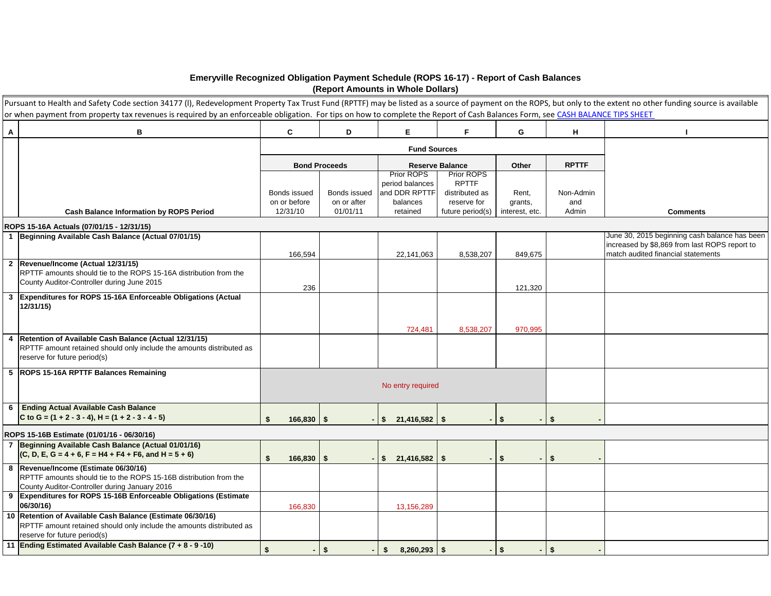## Emeryville Recognized Obligation Payment Schedule (ROPS 16-17) - Report of Cash Balances
### (Report Amounts in Whole Dollars)

Pursuant to Health and Safety Code section 34177 (l), Redevelopment Property Tax Trust Fund (RPTTF) may be listed as a source of payment on the ROPS, but only to the extent no other funding source is available or when payment from property tax revenues is required by an enforceable obligation. For tips on how to complete the Report of Cash Balances Form, see CASH BALANCE TIPS SHEET

| A | B | C | D | E | F | G | H | I |
|---|---|---|---|---|---|---|---|---|
| | | Fund Sources | | | | | | |
| | | Bond Proceeds | | Reserve Balance | | Other | RPTTF | |
| | Cash Balance Information by ROPS Period | Bonds issued on or before 12/31/10 | Bonds issued on or after 01/01/11 | Prior ROPS period balances and DDR RPTTF balances retained | Prior ROPS RPTTF distributed as reserve for future period(s) | Rent, grants, interest, etc. | Non-Admin and Admin | Comments |
| | **ROPS 15-16A Actuals (07/01/15 - 12/31/15)** | | | | | | | |
| 1 | **Beginning Available Cash Balance (Actual 07/01/15)** | 166,594 | | 22,141,063 | 8,538,207 | 849,675 | | June 30, 2015 beginning cash balance has been increased by $8,869 from last ROPS report to match audited financial statements |
| 2 | **Revenue/Income (Actual 12/31/15)** RPTTF amounts should tie to the ROPS 15-16A distribution from the County Auditor-Controller during June 2015 | 236 | | | | 121,320 | | |
| 3 | **Expenditures for ROPS 15-16A Enforceable Obligations (Actual 12/31/15)** | | | 724,481 | 8,538,207 | 970,995 | | |
| 4 | **Retention of Available Cash Balance (Actual 12/31/15)** RPTTF amount retained should only include the amounts distributed as reserve for future period(s) | | | | | | | |
| 5 | **ROPS 15-16A RPTTF Balances Remaining** | No entry required | | | | | | |
| 6 | **Ending Actual Available Cash Balance** **C to G = (1 + 2 - 3 - 4), H = (1 + 2 - 3 - 4 - 5)** | **$ 166,830** | **$ -** | **$ 21,416,582** | **$ -** | **$ -** | **$ -** | |
| | **ROPS 15-16B Estimate (01/01/16 - 06/30/16)** | | | | | | | |
| 7 | **Beginning Available Cash Balance (Actual 01/01/16)** **(C, D, E, G = 4 + 6, F = H4 + F4 + F6, and H = 5 + 6)** | **$ 166,830** | **$ -** | **$ 21,416,582** | **$ -** | **$ -** | **$ -** | |
| 8 | **Revenue/Income (Estimate 06/30/16)** RPTTF amounts should tie to the ROPS 15-16B distribution from the County Auditor-Controller during January 2016 | | | | | | | |
| 9 | **Expenditures for ROPS 15-16B Enforceable Obligations (Estimate 06/30/16)** | 166,830 | | 13,156,289 | | | | |
| 10 | **Retention of Available Cash Balance (Estimate 06/30/16)** RPTTF amount retained should only include the amounts distributed as reserve for future period(s) | | | | | | | |
| 11 | **Ending Estimated Available Cash Balance (7 + 8 - 9 -10)** | **$ -** | **$ -** | **$ 8,260,293** | **$ -** | **$ -** | **$ -** | |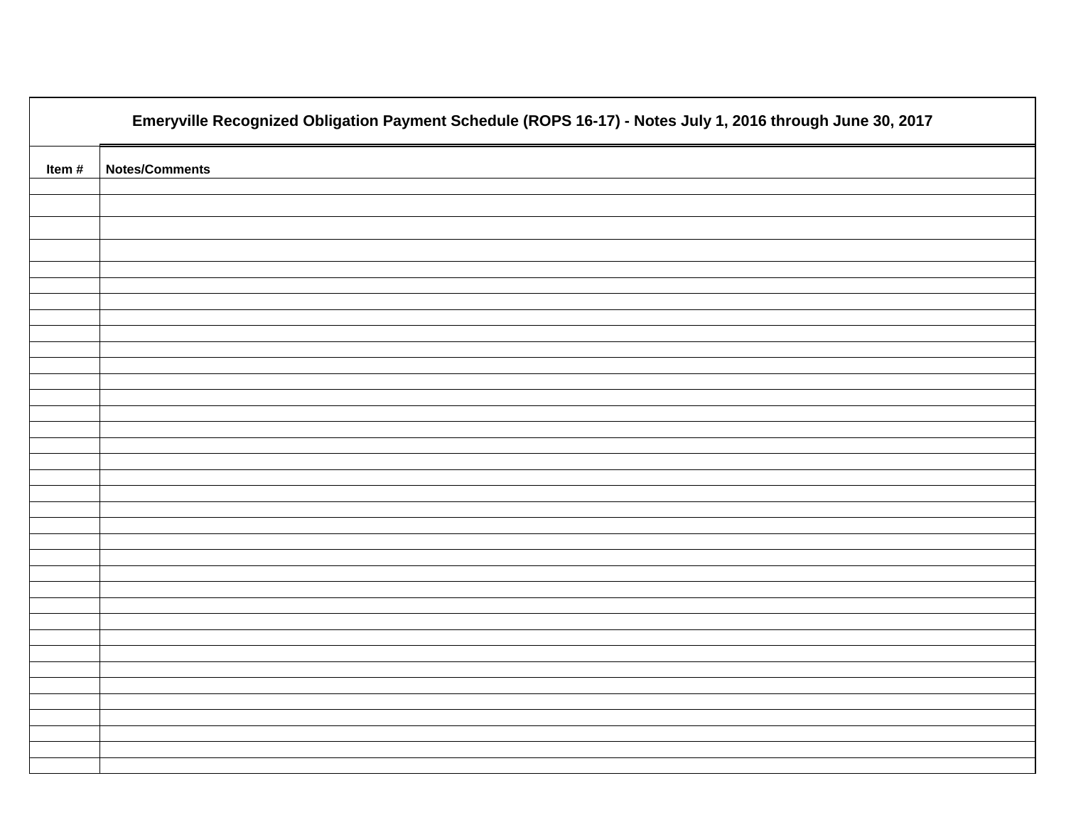## Emeryville Recognized Obligation Payment Schedule (ROPS 16-17) - Notes July 1, 2016 through June 30, 2017

| Item # | Notes/Comments |
|---|---|
| | |